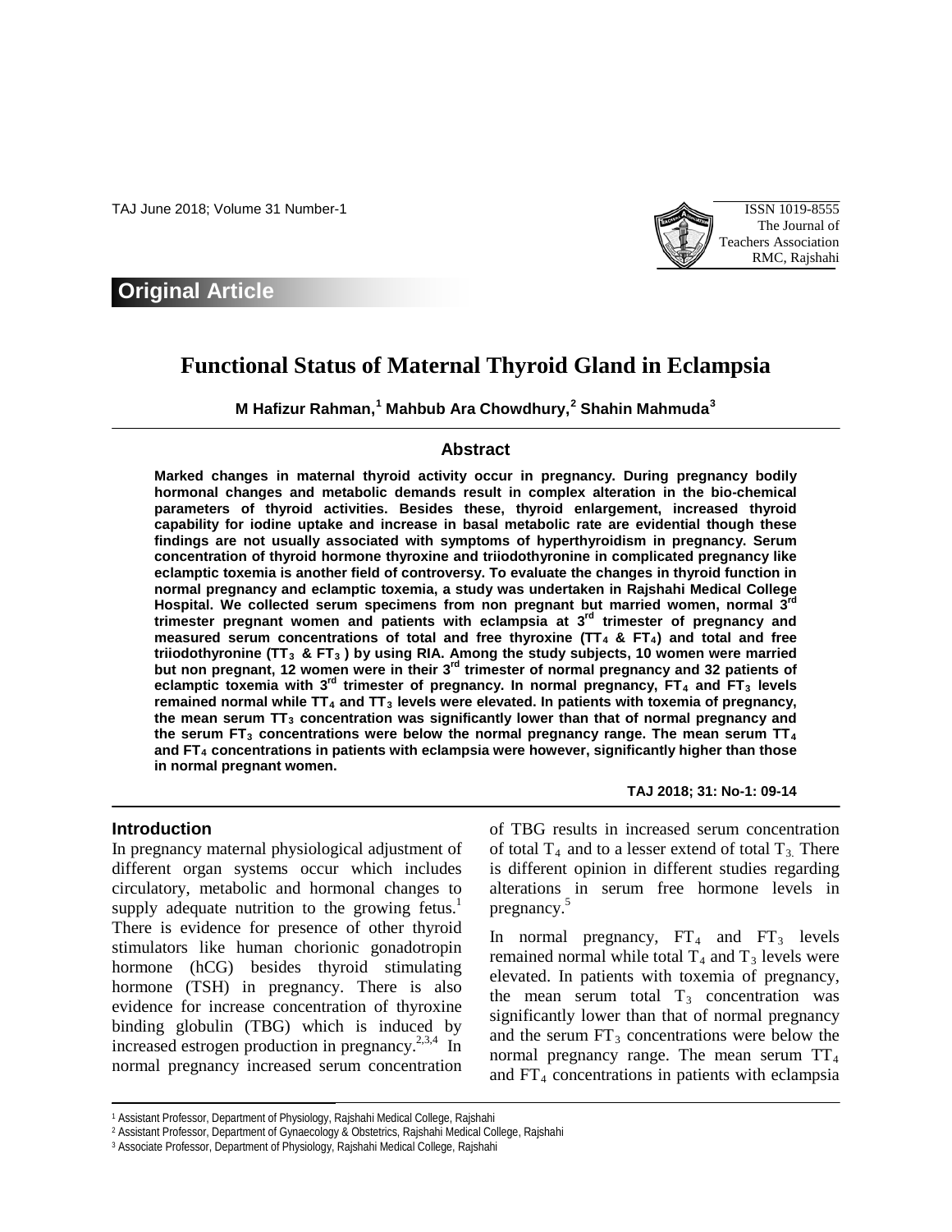Original Article

# Functional Status of Maternal Thyroid Gland in Eclampsia

**M Hafizur Rahman,[1] Mahbub Ara Chowdhury,[2] Shahin Mahmuda[3]**

## Abstract

**Marked changes in maternal thyroid activity occur in pregnancy. During pregnancy bodily hormonal changes and metabolic demands result in complex alteration in the bio-chemical parameters of thyroid activities. Besides these, thyroid enlargement, increased thyroid capability for iodine uptake and increase in basal metabolic rate are evidential though these findings are not usually associated with symptoms of hyperthyroidism in pregnancy. Serum concentration of thyroid hormone thyroxine and triiodothyronine in complicated pregnancy like eclamptic toxemia is another field of controversy. To evaluate the changes in thyroid function in normal pregnancy and eclamptic toxemia, a study was undertaken in Rajshahi Medical College Hospital. We collected serum specimens from non pregnant but married women, normal 3rd trimester pregnant women and patients with eclampsia at 3rd trimester of pregnancy and measured serum concentrations of total and free thyroxine ($TT_4$ & $FT_4$) and total and free triiodothyronine ($TT_3$ & $FT_3$) by using RIA. Among the study subjects, 10 women were married but non pregnant, 12 women were in their 3rd trimester of normal pregnancy and 32 patients of eclamptic toxemia with 3rd trimester of pregnancy. In normal pregnancy, $FT_4$ and $FT_3$ levels remained normal while $TT_4$ and $TT_3$ levels were elevated. In patients with toxemia of pregnancy, the mean serum $TT_3$ concentration was significantly lower than that of normal pregnancy and the serum $FT_3$ concentrations were below the normal pregnancy range. The mean serum $TT_4$ and $FT_4$ concentrations in patients with eclampsia were however, significantly higher than those in normal pregnant women.**

**TAJ 2018; 31: No-1: 09-14**

## Introduction

In pregnancy maternal physiological adjustment of different organ systems occur which includes circulatory, metabolic and hormonal changes to supply adequate nutrition to the growing fetus.[1] There is evidence for presence of other thyroid stimulators like human chorionic gonadotropin hormone (hCG) besides thyroid stimulating hormone (TSH) in pregnancy. There is also evidence for increase concentration of thyroxine binding globulin (TBG) which is induced by increased estrogen production in pregnancy.[2,3,4] In normal pregnancy increased serum concentration of TBG results in increased serum concentration of total $T_4$ and to a lesser extend of total $T_3$. There is different opinion in different studies regarding alterations in serum free hormone levels in pregnancy.[5]

In normal pregnancy, $FT_4$ and $FT_3$ levels remained normal while total $T_4$ and $T_3$ levels were elevated. In patients with toxemia of pregnancy, the mean serum total $T_3$ concentration was significantly lower than that of normal pregnancy and the serum $FT_3$ concentrations were below the normal pregnancy range. The mean serum $TT_4$ and $FT_4$ concentrations in patients with eclampsia

---

[1] Assistant Professor, Department of Physiology, Rajshahi Medical College, Rajshahi

[2] Assistant Professor, Department of Gynaecology & Obstetrics, Rajshahi Medical College, Rajshahi

[3] Associate Professor, Department of Physiology, Rajshahi Medical College, Rajshahi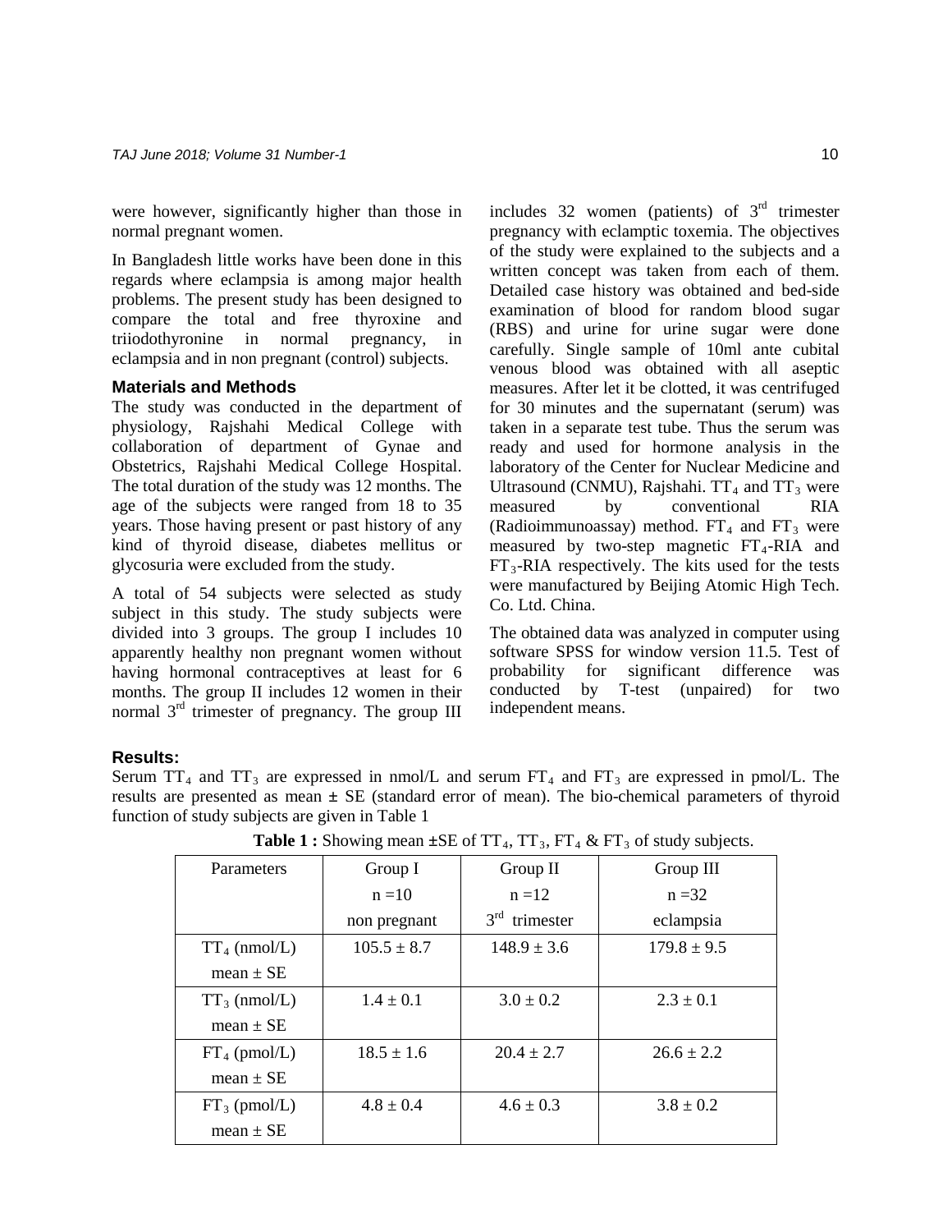were however, significantly higher than those in normal pregnant women.

In Bangladesh little works have been done in this regards where eclampsia is among major health problems. The present study has been designed to compare the total and free thyroxine and triiodothyronine in normal pregnancy, in eclampsia and in non pregnant (control) subjects.

### Materials and Methods

The study was conducted in the department of physiology, Rajshahi Medical College with collaboration of department of Gynae and Obstetrics, Rajshahi Medical College Hospital. The total duration of the study was 12 months. The age of the subjects were ranged from 18 to 35 years. Those having present or past history of any kind of thyroid disease, diabetes mellitus or glycosuria were excluded from the study.

A total of 54 subjects were selected as study subject in this study. The study subjects were divided into 3 groups. The group I includes 10 apparently healthy non pregnant women without having hormonal contraceptives at least for 6 months. The group II includes 12 women in their normal 3rd trimester of pregnancy. The group III includes 32 women (patients) of 3rd trimester pregnancy with eclamptic toxemia. The objectives of the study were explained to the subjects and a written concept was taken from each of them. Detailed case history was obtained and bed-side examination of blood for random blood sugar (RBS) and urine for urine sugar were done carefully. Single sample of 10ml ante cubital venous blood was obtained with all aseptic measures. After let it be clotted, it was centrifuged for 30 minutes and the supernatant (serum) was taken in a separate test tube. Thus the serum was ready and used for hormone analysis in the laboratory of the Center for Nuclear Medicine and Ultrasound (CNMU), Rajshahi. $TT_4$ and $TT_3$ were measured by conventional RIA (Radioimmunoassay) method. $FT_4$ and $FT_3$ were measured by two-step magnetic $FT_4$-RIA and $FT_3$-RIA respectively. The kits used for the tests were manufactured by Beijing Atomic High Tech. Co. Ltd. China.

The obtained data was analyzed in computer using software SPSS for window version 11.5. Test of probability for significant difference was conducted by T-test (unpaired) for two independent means.

### Results:

Serum $TT_4$ and $TT_3$ are expressed in nmol/L and serum $FT_4$ and $FT_3$ are expressed in pmol/L. The results are presented as mean ± SE (standard error of mean). The bio-chemical parameters of thyroid function of study subjects are given in Table 1

**Table 1 :** Showing mean ±SE of $TT_4$, $TT_3$, $FT_4$ & $FT_3$ of study subjects.

| Parameters | Group I n =10 non pregnant | Group II n =12 3rd trimester | Group III n =32 eclampsia |
|---|---|---|---|
| $TT_4$ (nmol/L) mean ± SE | 105.5 ± 8.7 | 148.9 ± 3.6 | 179.8 ± 9.5 |
| $TT_3$ (nmol/L) mean ± SE | 1.4 ± 0.1 | 3.0 ± 0.2 | 2.3 ± 0.1 |
| $FT_4$ (pmol/L) mean ± SE | 18.5 ± 1.6 | 20.4 ± 2.7 | 26.6 ± 2.2 |
| $FT_3$ (pmol/L) mean ± SE | 4.8 ± 0.4 | 4.6 ± 0.3 | 3.8 ± 0.2 |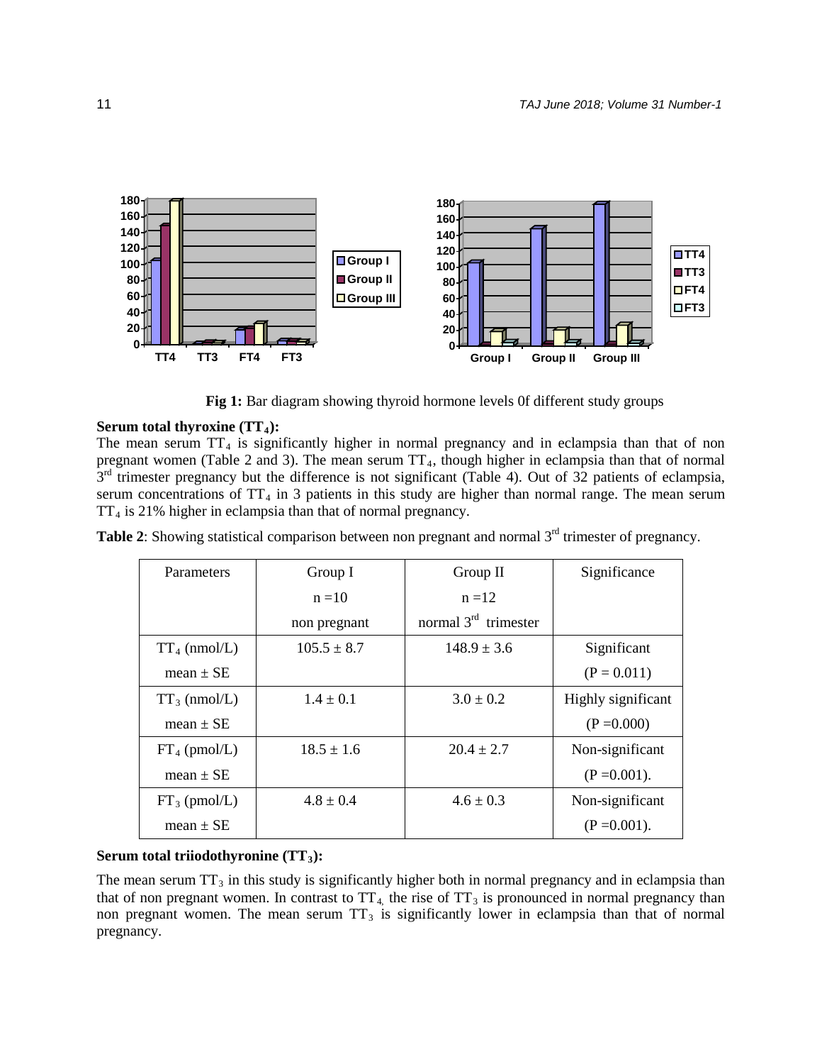**Fig 1:** Bar diagram showing thyroid hormone levels 0f different study groups

### Serum total thyroxine ($TT_4$):

The mean serum $TT_4$ is significantly higher in normal pregnancy and in eclampsia than that of non pregnant women (Table 2 and 3). The mean serum $TT_4$, though higher in eclampsia than that of normal $3^{rd}$ trimester pregnancy but the difference is not significant (Table 4). Out of 32 patients of eclampsia, serum concentrations of $TT_4$ in 3 patients in this study are higher than normal range. The mean serum $TT_4$ is 21% higher in eclampsia than that of normal pregnancy.

**Table 2**: Showing statistical comparison between non pregnant and normal $3^{rd}$ trimester of pregnancy.

| Parameters | Group I n =10 non pregnant | Group II n =12 normal $3^{rd}$ trimester | Significance |
|---|---|---|---|
| $TT_4$ (nmol/L) mean ± SE | 105.5 ± 8.7 | 148.9 ± 3.6 | Significant (P = 0.011) |
| $TT_3$ (nmol/L) mean ± SE | 1.4 ± 0.1 | 3.0 ± 0.2 | Highly significant (P =0.000) |
| $FT_4$ (pmol/L) mean ± SE | 18.5 ± 1.6 | 20.4 ± 2.7 | Non-significant (P =0.001). |
| $FT_3$ (pmol/L) mean ± SE | 4.8 ± 0.4 | 4.6 ± 0.3 | Non-significant (P =0.001). |

### Serum total triiodothyronine ($TT_3$):

The mean serum $TT_3$ in this study is significantly higher both in normal pregnancy and in eclampsia than that of non pregnant women. In contrast to $TT_4$ the rise of $TT_3$ is pronounced in normal pregnancy than non pregnant women. The mean serum $TT_3$ is significantly lower in eclampsia than that of normal pregnancy.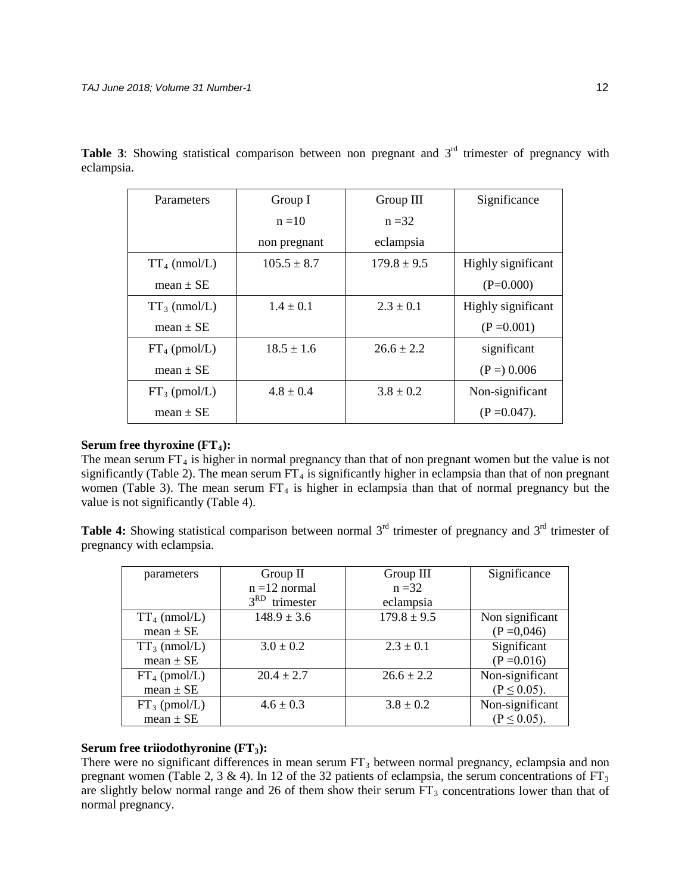**Table 3**: Showing statistical comparison between non pregnant and 3rd trimester of pregnancy with eclampsia.

| Parameters | Group I n =10 non pregnant | Group III n =32 eclampsia | Significance |
|---|---|---|---|
| $TT_4$ (nmol/L) mean ± SE | 105.5 ± 8.7 | 179.8 ± 9.5 | Highly significant (P=0.000) |
| $TT_3$ (nmol/L) mean ± SE | 1.4 ± 0.1 | 2.3 ± 0.1 | Highly significant (P =0.001) |
| $FT_4$ (pmol/L) mean ± SE | 18.5 ± 1.6 | 26.6 ± 2.2 | significant (P =) 0.006 |
| $FT_3$ (pmol/L) mean ± SE | 4.8 ± 0.4 | 3.8 ± 0.2 | Non-significant (P =0.047). |

**Serum free thyroxine ($FT_4$):**

The mean serum $FT_4$ is higher in normal pregnancy than that of non pregnant women but the value is not significantly (Table 2). The mean serum $FT_4$ is significantly higher in eclampsia than that of non pregnant women (Table 3). The mean serum $FT_4$ is higher in eclampsia than that of normal pregnancy but the value is not significantly (Table 4).

**Table 4:** Showing statistical comparison between normal 3rd trimester of pregnancy and 3rd trimester of pregnancy with eclampsia.

| parameters | Group II n =12 normal 3RD trimester | Group III n =32 eclampsia | Significance |
|---|---|---|---|
| $TT_4$ (nmol/L) mean ± SE | 148.9 ± 3.6 | 179.8 ± 9.5 | Non significant (P =0,046) |
| $TT_3$ (nmol/L) mean ± SE | 3.0 ± 0.2 | 2.3 ± 0.1 | Significant (P =0.016) |
| $FT_4$ (pmol/L) mean ± SE | 20.4 ± 2.7 | 26.6 ± 2.2 | Non-significant ($P \leq 0.05$). |
| $FT_3$ (pmol/L) mean ± SE | 4.6 ± 0.3 | 3.8 ± 0.2 | Non-significant ($P \leq 0.05$). |

**Serum free triiodothyronine ($FT_3$):**

There were no significant differences in mean serum $FT_3$ between normal pregnancy, eclampsia and non pregnant women (Table 2, 3 & 4). In 12 of the 32 patients of eclampsia, the serum concentrations of $FT_3$ are slightly below normal range and 26 of them show their serum $FT_3$ concentrations lower than that of normal pregnancy.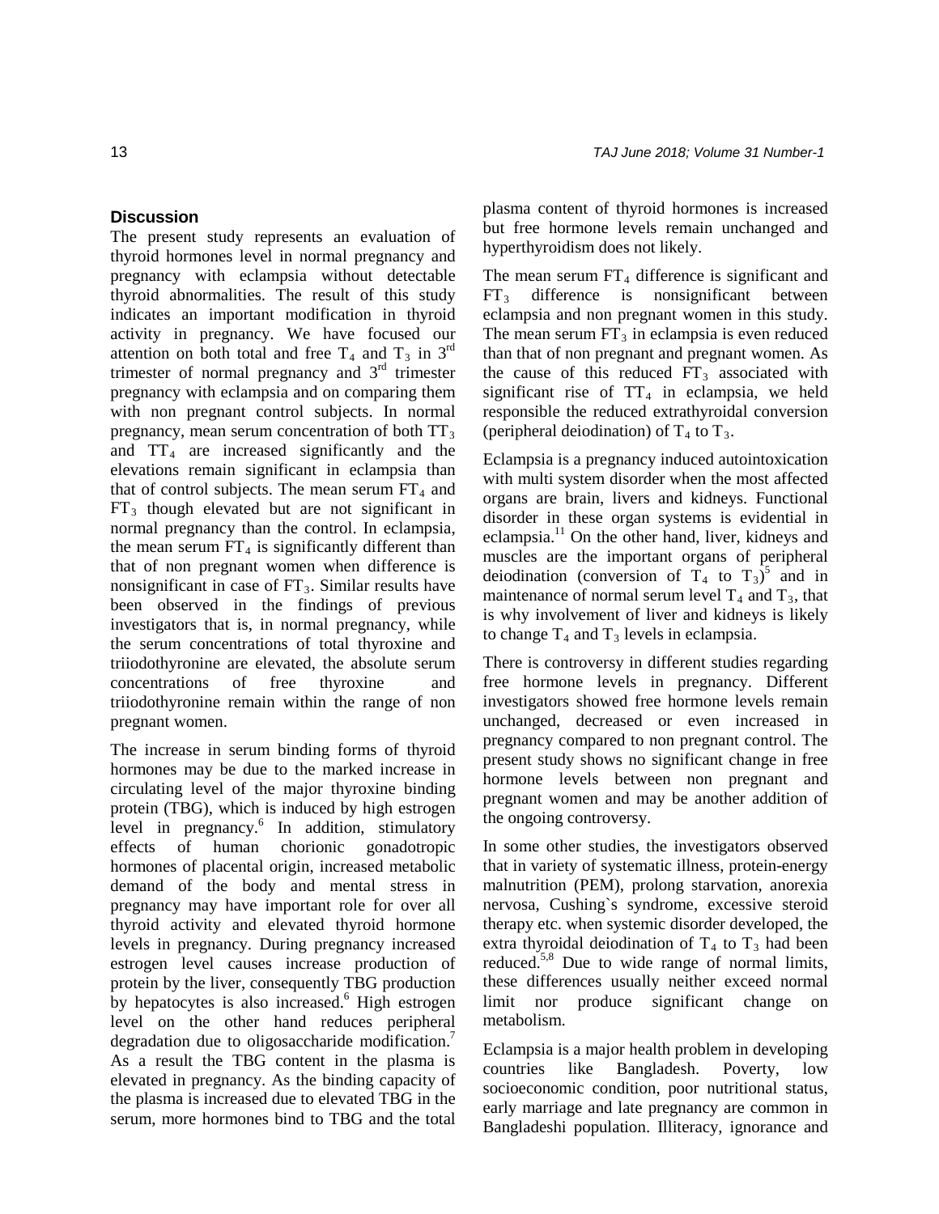## Discussion

The present study represents an evaluation of thyroid hormones level in normal pregnancy and pregnancy with eclampsia without detectable thyroid abnormalities. The result of this study indicates an important modification in thyroid activity in pregnancy. We have focused our attention on both total and free $T_4$ and $T_3$ in 3rd trimester of normal pregnancy and 3rd trimester pregnancy with eclampsia and on comparing them with non pregnant control subjects. In normal pregnancy, mean serum concentration of both $TT_3$ and $TT_4$ are increased significantly and the elevations remain significant in eclampsia than that of control subjects. The mean serum $FT_4$ and $FT_3$ though elevated but are not significant in normal pregnancy than the control. In eclampsia, the mean serum $FT_4$ is significantly different than that of non pregnant women when difference is nonsignificant in case of $FT_3$. Similar results have been observed in the findings of previous investigators that is, in normal pregnancy, while the serum concentrations of total thyroxine and triiodothyronine are elevated, the absolute serum concentrations of free thyroxine and triiodothyronine remain within the range of non pregnant women.

The increase in serum binding forms of thyroid hormones may be due to the marked increase in circulating level of the major thyroxine binding protein (TBG), which is induced by high estrogen level in pregnancy.[6] In addition, stimulatory effects of human chorionic gonadotropic hormones of placental origin, increased metabolic demand of the body and mental stress in pregnancy may have important role for over all thyroid activity and elevated thyroid hormone levels in pregnancy. During pregnancy increased estrogen level causes increase production of protein by the liver, consequently TBG production by hepatocytes is also increased.[6] High estrogen level on the other hand reduces peripheral degradation due to oligosaccharide modification.[7] As a result the TBG content in the plasma is elevated in pregnancy. As the binding capacity of the plasma is increased due to elevated TBG in the serum, more hormones bind to TBG and the total plasma content of thyroid hormones is increased but free hormone levels remain unchanged and hyperthyroidism does not likely.

The mean serum $FT_4$ difference is significant and $FT_3$ difference is nonsignificant between eclampsia and non pregnant women in this study. The mean serum $FT_3$ in eclampsia is even reduced than that of non pregnant and pregnant women. As the cause of this reduced $FT_3$ associated with significant rise of $TT_4$ in eclampsia, we held responsible the reduced extrathyroidal conversion (peripheral deiodination) of $T_4$ to $T_3$.

Eclampsia is a pregnancy induced autointoxication with multi system disorder when the most affected organs are brain, livers and kidneys. Functional disorder in these organ systems is evidential in eclampsia.[11] On the other hand, liver, kidneys and muscles are the important organs of peripheral deiodination (conversion of $T_4$ to $T_3$)[5] and in maintenance of normal serum level $T_4$ and $T_3$, that is why involvement of liver and kidneys is likely to change $T_4$ and $T_3$ levels in eclampsia.

There is controversy in different studies regarding free hormone levels in pregnancy. Different investigators showed free hormone levels remain unchanged, decreased or even increased in pregnancy compared to non pregnant control. The present study shows no significant change in free hormone levels between non pregnant and pregnant women and may be another addition of the ongoing controversy.

In some other studies, the investigators observed that in variety of systematic illness, protein-energy malnutrition (PEM), prolong starvation, anorexia nervosa, Cushing`s syndrome, excessive steroid therapy etc. when systemic disorder developed, the extra thyroidal deiodination of $T_4$ to $T_3$ had been reduced.[5,8] Due to wide range of normal limits, these differences usually neither exceed normal limit nor produce significant change on metabolism.

Eclampsia is a major health problem in developing countries like Bangladesh. Poverty, low socioeconomic condition, poor nutritional status, early marriage and late pregnancy are common in Bangladeshi population. Illiteracy, ignorance and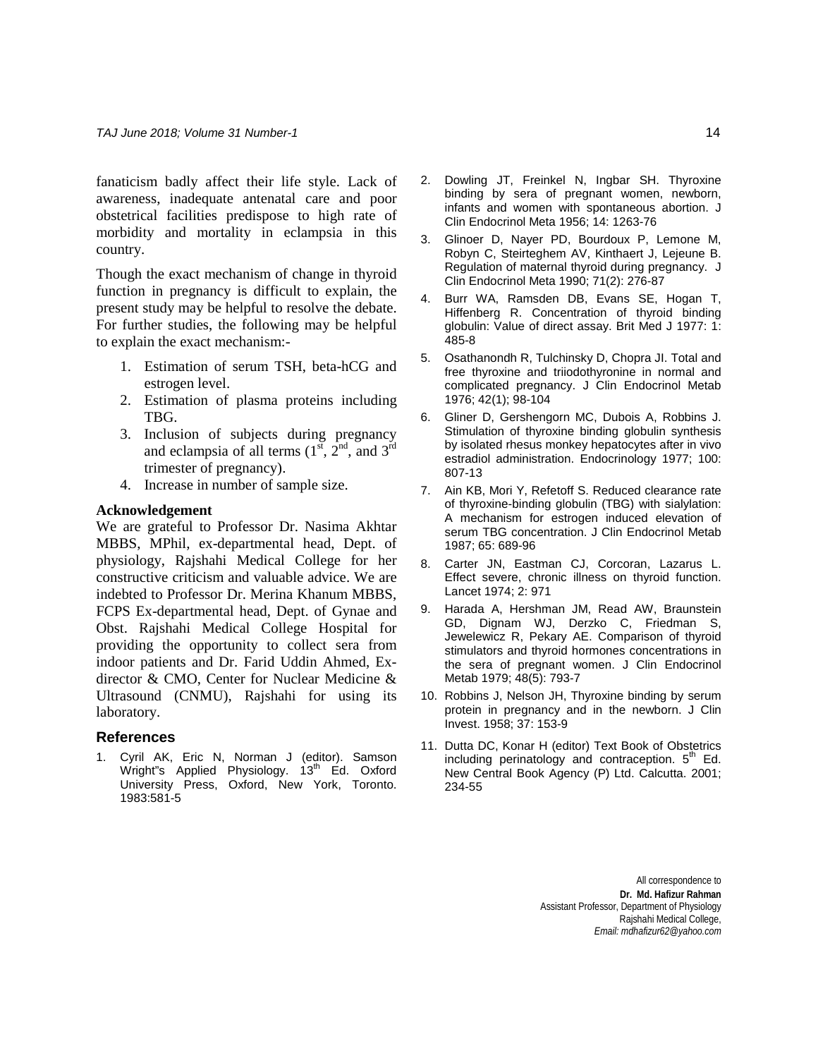fanaticism badly affect their life style. Lack of awareness, inadequate antenatal care and poor obstetrical facilities predispose to high rate of morbidity and mortality in eclampsia in this country.

Though the exact mechanism of change in thyroid function in pregnancy is difficult to explain, the present study may be helpful to resolve the debate. For further studies, the following may be helpful to explain the exact mechanism:-

1. Estimation of serum TSH, beta-hCG and estrogen level.
2. Estimation of plasma proteins including TBG.
3. Inclusion of subjects during pregnancy and eclampsia of all terms (1st, 2nd, and 3rd trimester of pregnancy).
4. Increase in number of sample size.

### Acknowledgement

We are grateful to Professor Dr. Nasima Akhtar MBBS, MPhil, ex-departmental head, Dept. of physiology, Rajshahi Medical College for her constructive criticism and valuable advice. We are indebted to Professor Dr. Merina Khanum MBBS, FCPS Ex-departmental head, Dept. of Gynae and Obst. Rajshahi Medical College Hospital for providing the opportunity to collect sera from indoor patients and Dr. Farid Uddin Ahmed, Ex-director & CMO, Center for Nuclear Medicine & Ultrasound (CNMU), Rajshahi for using its laboratory.

## References

1. Cyril AK, Eric N, Norman J (editor). Samson Wright"s Applied Physiology. 13th Ed. Oxford University Press, Oxford, New York, Toronto. 1983:581-5
2. Dowling JT, Freinkel N, Ingbar SH. Thyroxine binding by sera of pregnant women, newborn, infants and women with spontaneous abortion. J Clin Endocrinol Meta 1956; 14: 1263-76
3. Glinoer D, Nayer PD, Bourdoux P, Lemone M, Robyn C, Steirteghem AV, Kinthaert J, Lejeune B. Regulation of maternal thyroid during pregnancy. J Clin Endocrinol Meta 1990; 71(2): 276-87
4. Burr WA, Ramsden DB, Evans SE, Hogan T, Hiffenberg R. Concentration of thyroid binding globulin: Value of direct assay. Brit Med J 1977: 1: 485-8
5. Osathanondh R, Tulchinsky D, Chopra JI. Total and free thyroxine and triiodothyronine in normal and complicated pregnancy. J Clin Endocrinol Metab 1976; 42(1); 98-104
6. Gliner D, Gershengorn MC, Dubois A, Robbins J. Stimulation of thyroxine binding globulin synthesis by isolated rhesus monkey hepatocytes after in vivo estradiol administration. Endocrinology 1977; 100: 807-13
7. Ain KB, Mori Y, Refetoff S. Reduced clearance rate of thyroxine-binding globulin (TBG) with sialylation: A mechanism for estrogen induced elevation of serum TBG concentration. J Clin Endocrinol Metab 1987; 65: 689-96
8. Carter JN, Eastman CJ, Corcoran, Lazarus L. Effect severe, chronic illness on thyroid function. Lancet 1974; 2: 971
9. Harada A, Hershman JM, Read AW, Braunstein GD, Dignam WJ, Derzko C, Friedman S, Jewelewicz R, Pekary AE. Comparison of thyroid stimulators and thyroid hormones concentrations in the sera of pregnant women. J Clin Endocrinol Metab 1979; 48(5): 793-7
10. Robbins J, Nelson JH, Thyroxine binding by serum protein in pregnancy and in the newborn. J Clin Invest. 1958; 37: 153-9
11. Dutta DC, Konar H (editor) Text Book of Obstetrics including perinatology and contraception. 5th Ed. New Central Book Agency (P) Ltd. Calcutta. 2001; 234-55

All correspondence to
**Dr. Md. Hafizur Rahman**
Assistant Professor, Department of Physiology
Rajshahi Medical College,
*Email: mdhafizur62@yahoo.com*